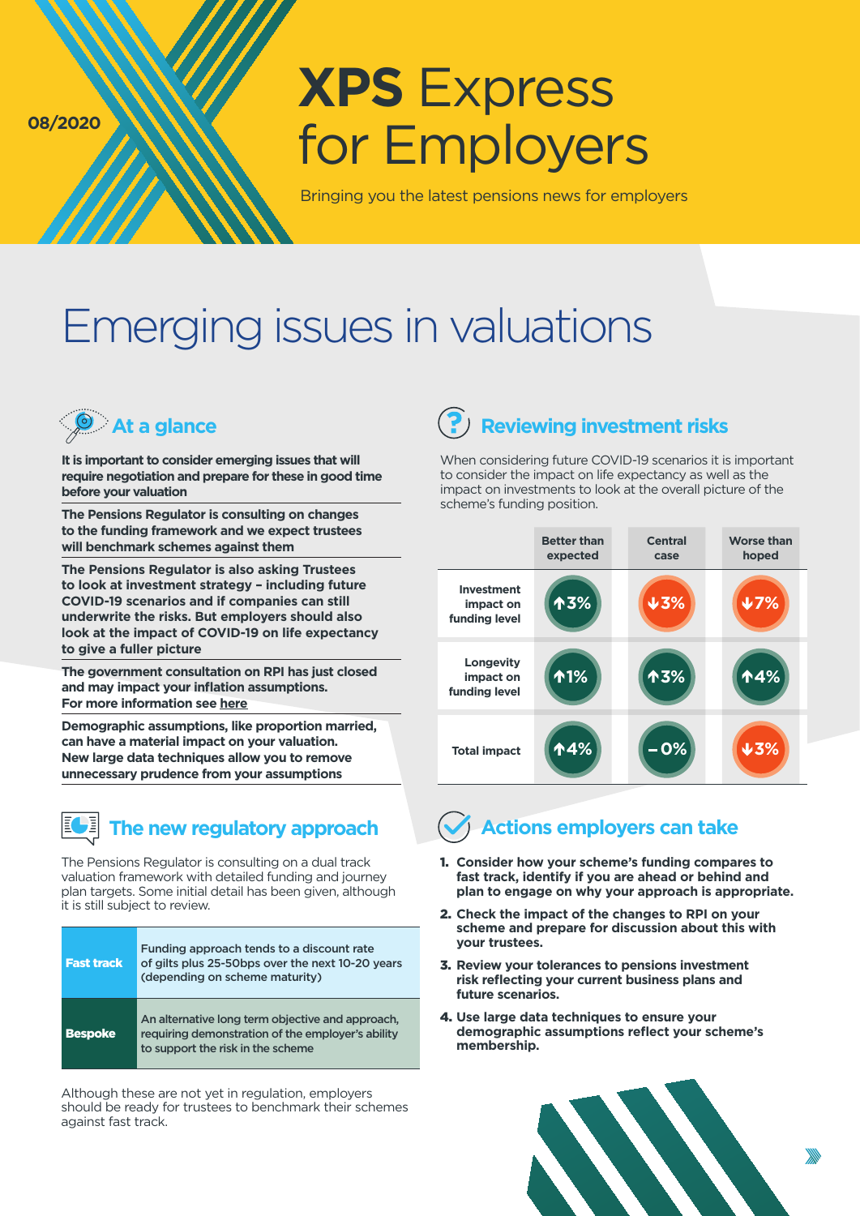08/2020

# **XPS** Express for Employers

Bringing you the latest pensions news for employers

# Emerging issues in valuations

## At a glance

**It is important to consider emerging issues that will require negotiation and prepare for these in good time before your valuation**

**The Pensions Regulator is consulting on changes to the funding framework and we expect trustees will benchmark schemes against them**

**The Pensions Regulator is also asking Trustees to look at investment strategy – including future COVID-19 scenarios and if companies can still underwrite the risks. But employers should also look at the impact of COVID-19 on life expectancy to give a fuller picture**

**The government consultation on RPI has just closed and may impact your inflation assumptions. For more information see here**

**Demographic assumptions, like proportion married, can have a material impact on your valuation. New large data techniques allow you to remove unnecessary prudence from your assumptions**

## The new regulatory approach

The Pensions Regulator is consulting on a dual track valuation framework with detailed funding and journey plan targets. Some initial detail has been given, although it is still subject to review.

| | |
|---|---|
| **Fast track** | Funding approach tends to a discount rate of gilts plus 25-50bps over the next 10-20 years (depending on scheme maturity) |
| **Bespoke** | An alternative long term objective and approach, requiring demonstration of the employer's ability to support the risk in the scheme |

Although these are not yet in regulation, employers should be ready for trustees to benchmark their schemes against fast track.

## Reviewing investment risks

When considering future COVID-19 scenarios it is important to consider the impact on life expectancy as well as the impact on investments to look at the overall picture of the scheme's funding position.

| | Better than expected | Central case | Worse than hoped |
|---|---|---|---|
| Investment impact on funding level | ↑3% | ↓3% | ↓7% |
| Longevity impact on funding level | ↑1% | ↑3% | ↑4% |
| Total impact | ↑4% | – 0% | ↓3% |

## Actions employers can take

1. **Consider how your scheme's funding compares to fast track, identify if you are ahead or behind and plan to engage on why your approach is appropriate.**
2. **Check the impact of the changes to RPI on your scheme and prepare for discussion about this with your trustees.**
3. **Review your tolerances to pensions investment risk reflecting your current business plans and future scenarios.**
4. **Use large data techniques to ensure your demographic assumptions reflect your scheme's membership.**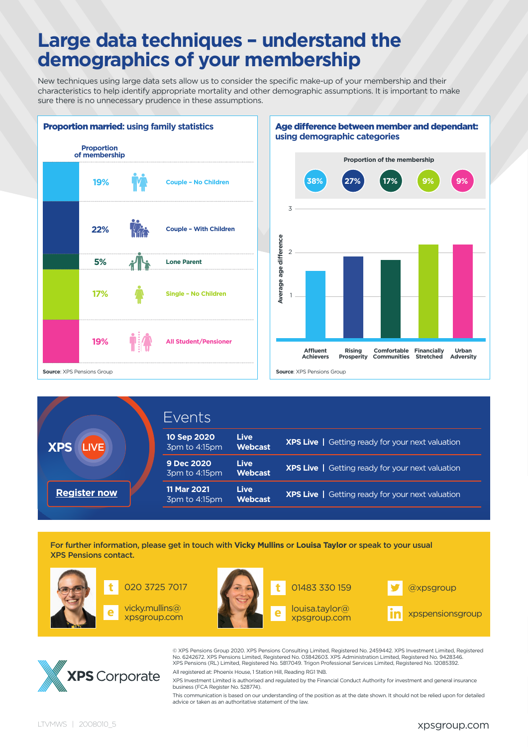# Large data techniques – understand the demographics of your membership

New techniques using large data sets allow us to consider the specific make-up of your membership and their characteristics to help identify appropriate mortality and other demographic assumptions. It is important to make sure there is no unnecessary prudence in these assumptions.

## Proportion married: using family statistics

Proportion of membership

19% Couple – No Children

22% Couple – With Children

5% Lone Parent

17% Single – No Children

19% All Student/Pensioner

**Source**: XPS Pensions Group

## Age difference between member and dependant: using demographic categories

Proportion of the membership

38% 27% 17% 9% 9%

Average age difference

3
2
1

Affluent Achievers
Rising Prosperity
Comfortable Communities
Financially Stretched
Urban Adversity

**Source**: XPS Pensions Group

## Events

XPS LIVE

**Register now**

| | | |
|---|---|---|
| **10 Sep 2020** 3pm to 4:15pm | **Live Webcast** | **XPS Live** \| Getting ready for your next valuation |
| **9 Dec 2020** 3pm to 4:15pm | **Live Webcast** | **XPS Live** \| Getting ready for your next valuation |
| **11 Mar 2021** 3pm to 4:15pm | **Live Webcast** | **XPS Live** \| Getting ready for your next valuation |

**For further information, please get in touch with Vicky Mullins or Louisa Taylor or speak to your usual XPS Pensions contact.**

t 020 3725 7017
e vicky.mullins@xpsgroup.com

t 01483 330 159
e louisa.taylor@xpsgroup.com

@xpsgroup

xpspensionsgroup

XPS Corporate

© XPS Pensions Group 2020. XPS Pensions Consulting Limited, Registered No. 2459442. XPS Investment Limited, Registered No. 6242672. XPS Pensions Limited, Registered No. 03842603. XPS Administration Limited, Registered No. 9428346. XPS Pensions (RL) Limited, Registered No. 5817049. Trigon Professional Services Limited, Registered No. 12085392.

All registered at: Phoenix House, 1 Station Hill, Reading RG1 1NB.

XPS Investment Limited is authorised and regulated by the Financial Conduct Authority for investment and general insurance business (FCA Register No. 528774).

This communication is based on our understanding of the position as at the date shown. It should not be relied upon for detailed advice or taken as an authoritative statement of the law.

LTVMWS | 2008010_5

xpsgroup.com